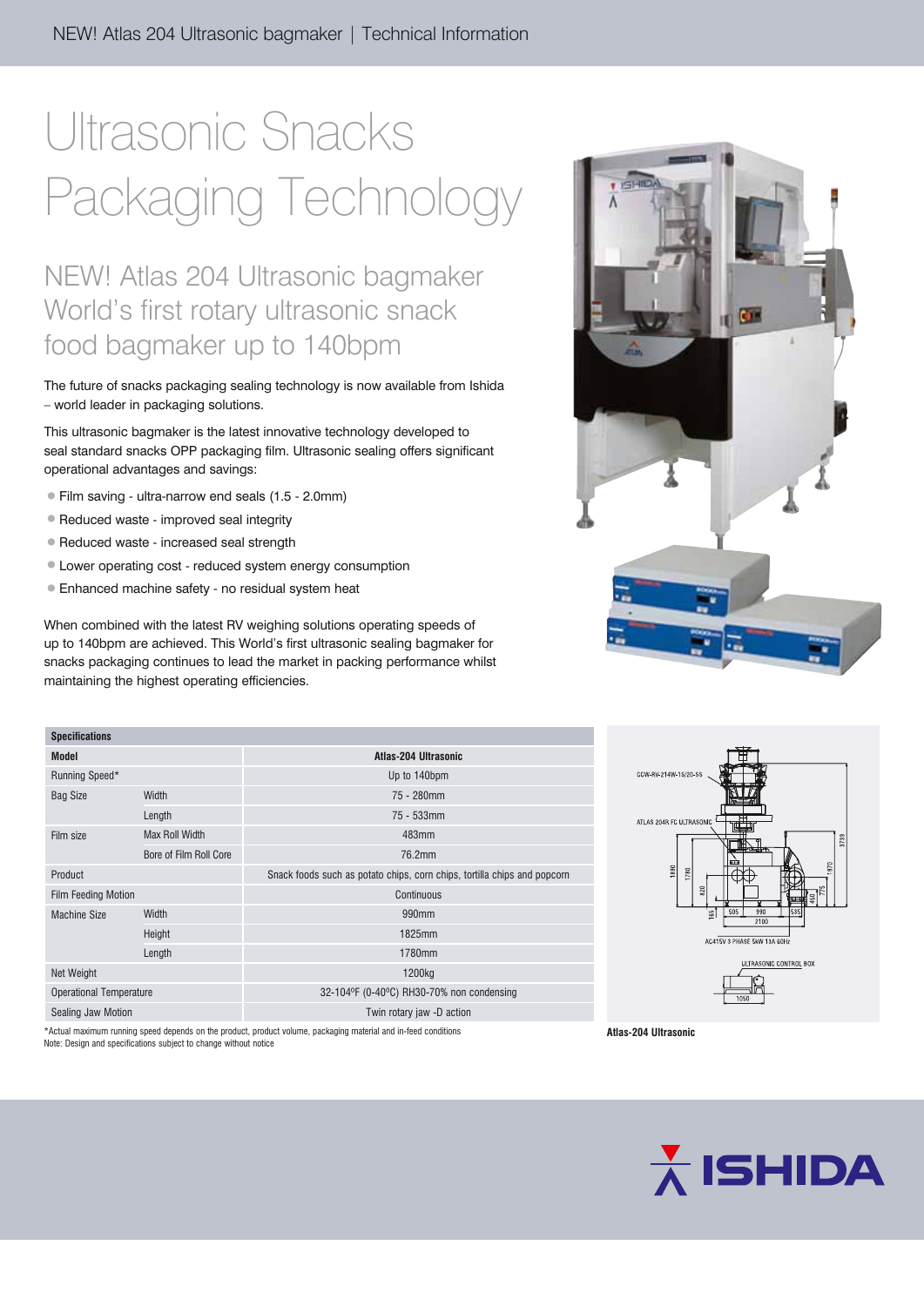# Ultrasonic Snacks Packaging Technology

## NEW! Atlas 204 Ultrasonic bagmaker World's first rotary ultrasonic snack food bagmaker up to 140bpm

The future of snacks packaging sealing technology is now available from Ishida – world leader in packaging solutions.

This ultrasonic bagmaker is the latest innovative technology developed to seal standard snacks OPP packaging film. Ultrasonic sealing offers significant operational advantages and savings:

- Film saving - ultra-narrow end seals (1.5 - 2.0mm)
- Reduced waste - improved seal integrity
- Reduced waste - increased seal strength
- Lower operating cost - reduced system energy consumption
- Enhanced machine safety - no residual system heat

When combined with the latest RV weighing solutions operating speeds of up to 140bpm are achieved. This World's first ultrasonic sealing bagmaker for snacks packaging continues to lead the market in packing performance whilst maintaining the highest operating efficiencies.

| Specifications | | |
|---|---|---|
| **Model** | | **Atlas-204 Ultrasonic** |
| Running Speed* | | Up to 140bpm |
| Bag Size | Width | 75 - 280mm |
| | Length | 75 - 533mm |
| Film size | Max Roll Width | 483mm |
| | Bore of Film Roll Core | 76.2mm |
| Product | | Snack foods such as potato chips, corn chips, tortilla chips and popcorn |
| Film Feeding Motion | | Continuous |
| Machine Size | Width | 990mm |
| | Height | 1825mm |
| | Length | 1780mm |
| Net Weight | | 1200kg |
| Operational Temperature | | 32-104ºF (0-40ºC) RH30-70% non condensing |
| Sealing Jaw Motion | | Twin rotary jaw -D action |

*Actual maximum running speed depends on the product, product volume, packaging material and in-feed conditions
Note: Design and specifications subject to change without notice

CCW-RV-214W-15/20-SS

ATLAS 204R FC ULTRASONIC

AC415V 3 PHASE 5kW 13A 60Hz

ULTRASONIC CONTROL BOX

**Atlas-204 Ultrasonic**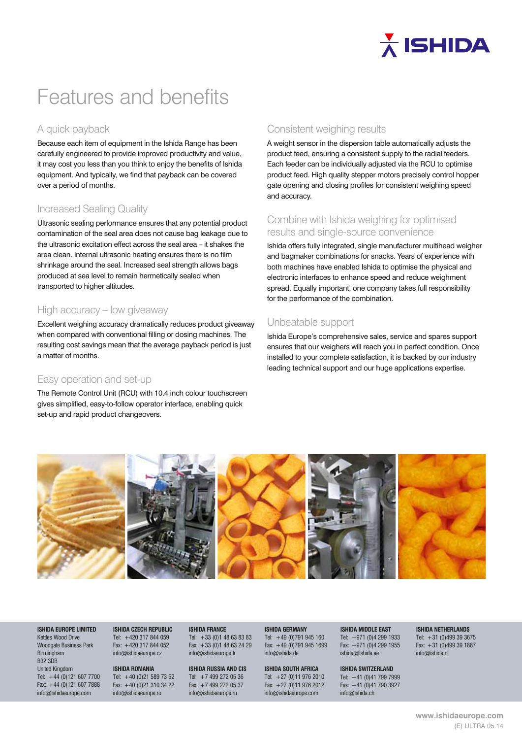# Features and benefits

## A quick payback

Because each item of equipment in the Ishida Range has been carefully engineered to provide improved productivity and value, it may cost you less than you think to enjoy the benefits of Ishida equipment. And typically, we find that payback can be covered over a period of months.

## Increased Sealing Quality

Ultrasonic sealing performance ensures that any potential product contamination of the seal area does not cause bag leakage due to the ultrasonic excitation effect across the seal area – it shakes the area clean. Internal ultrasonic heating ensures there is no film shrinkage around the seal. Increased seal strength allows bags produced at sea level to remain hermetically sealed when transported to higher altitudes.

## High accuracy – low giveaway

Excellent weighing accuracy dramatically reduces product giveaway when compared with conventional filling or dosing machines. The resulting cost savings mean that the average payback period is just a matter of months.

## Easy operation and set-up

The Remote Control Unit (RCU) with 10.4 inch colour touchscreen gives simplified, easy-to-follow operator interface, enabling quick set-up and rapid product changeovers.

## Consistent weighing results

A weight sensor in the dispersion table automatically adjusts the product feed, ensuring a consistent supply to the radial feeders. Each feeder can be individually adjusted via the RCU to optimise product feed. High quality stepper motors precisely control hopper gate opening and closing profiles for consistent weighing speed and accuracy.

## Combine with Ishida weighing for optimised results and single-source convenience

Ishida offers fully integrated, single manufacturer multihead weigher and bagmaker combinations for snacks. Years of experience with both machines have enabled Ishida to optimise the physical and electronic interfaces to enhance speed and reduce weighment spread. Equally important, one company takes full responsibility for the performance of the combination.

## Unbeatable support

Ishida Europe's comprehensive sales, service and spares support ensures that our weighers will reach you in perfect condition. Once installed to your complete satisfaction, it is backed by our industry leading technical support and our huge applications expertise.

**ISHIDA EUROPE LIMITED**
Kettles Wood Drive
Woodgate Business Park
Birmingham
B32 3DB
United Kingdom
Tel: +44 (0)121 607 7700
Fax: +44 (0)121 607 7888
info@ishidaeurope.com

**ISHIDA CZECH REPUBLIC**
Tel: +420 317 844 059
Fax: +420 317 844 052
info@ishidaeurope.cz

**ISHIDA ROMANIA**
Tel: +40 (0)21 589 73 52
Fax: +40 (0)21 310 34 22
info@ishidaeurope.ro

**ISHIDA FRANCE**
Tel: +33 (0)1 48 63 83 83
Fax: +33 (0)1 48 63 24 29
info@ishidaeurope.fr

**ISHIDA RUSSIA AND CIS**
Tel: +7 499 272 05 36
Fax: +7 499 272 05 37
info@ishidaeurope.ru

**ISHIDA GERMANY**
Tel: +49 (0)791 945 160
Fax: +49 (0)791 945 1699
info@ishida.de

**ISHIDA SOUTH AFRICA**
Tel: +27 (0)11 976 2010
Fax: +27 (0)11 976 2012
info@ishidaeurope.com

**ISHIDA MIDDLE EAST**
Tel: +971 (0)4 299 1933
Fax: +971 (0)4 299 1955
ishida@ishida.ae

**ISHIDA SWITZERLAND**
Tel: +41 (0)41 799 7999
Fax: +41 (0)41 790 3927
info@ishida.ch

**ISHIDA NETHERLANDS**
Tel: +31 (0)499 39 3675
Fax: +31 (0)499 39 1887
info@ishida.nl

**www.ishidaeurope.com**
(E) ULTRA 05.14